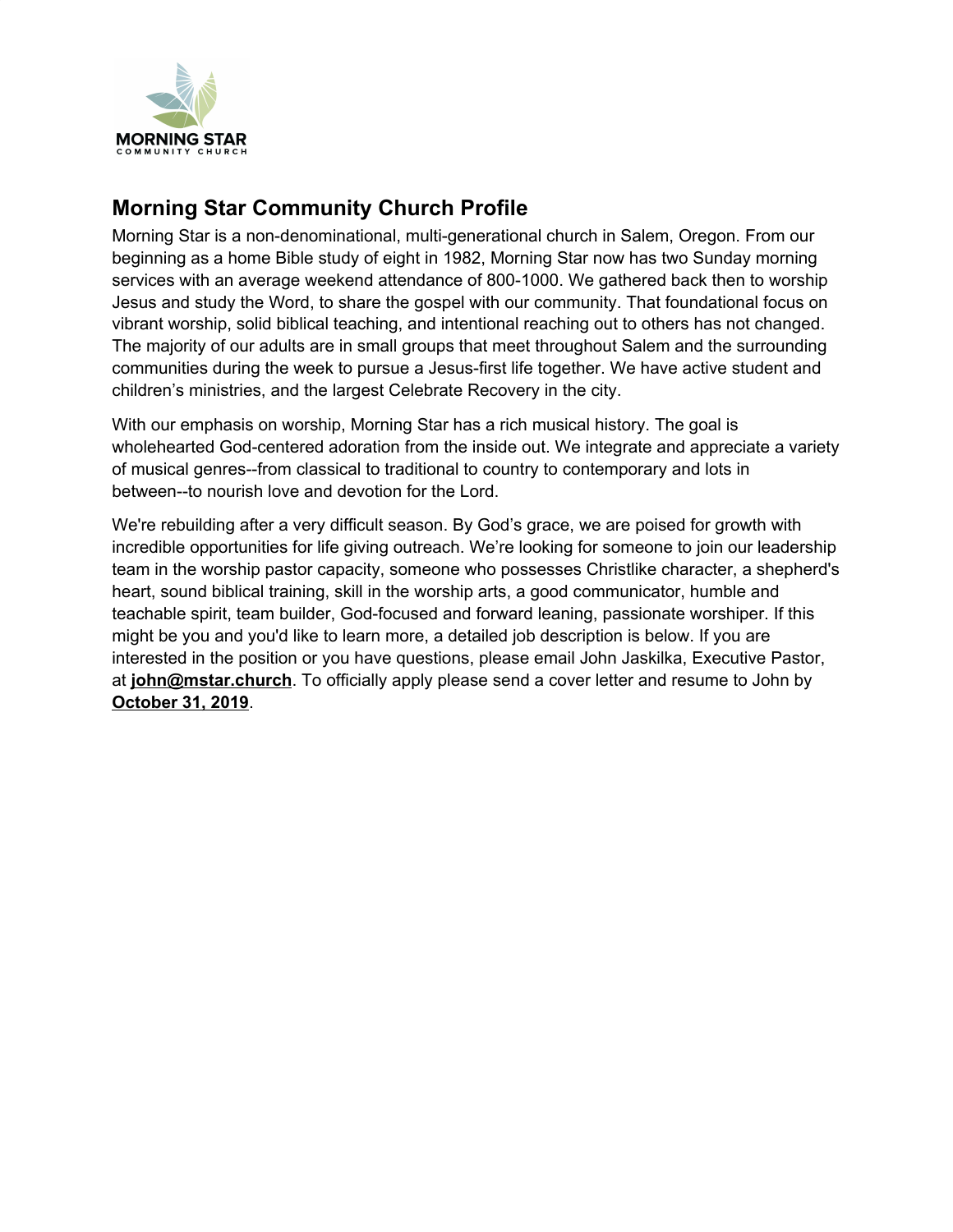MORNING STAR
COMMUNITY CHURCH

## Morning Star Community Church Profile

Morning Star is a non-denominational, multi-generational church in Salem, Oregon. From our beginning as a home Bible study of eight in 1982, Morning Star now has two Sunday morning services with an average weekend attendance of 800-1000. We gathered back then to worship Jesus and study the Word, to share the gospel with our community. That foundational focus on vibrant worship, solid biblical teaching, and intentional reaching out to others has not changed. The majority of our adults are in small groups that meet throughout Salem and the surrounding communities during the week to pursue a Jesus-first life together. We have active student and children's ministries, and the largest Celebrate Recovery in the city.

With our emphasis on worship, Morning Star has a rich musical history. The goal is wholehearted God-centered adoration from the inside out. We integrate and appreciate a variety of musical genres--from classical to traditional to country to contemporary and lots in between--to nourish love and devotion for the Lord.

We're rebuilding after a very difficult season. By God's grace, we are poised for growth with incredible opportunities for life giving outreach. We're looking for someone to join our leadership team in the worship pastor capacity, someone who possesses Christlike character, a shepherd's heart, sound biblical training, skill in the worship arts, a good communicator, humble and teachable spirit, team builder, God-focused and forward leaning, passionate worshiper. If this might be you and you'd like to learn more, a detailed job description is below. If you are interested in the position or you have questions, please email John Jaskilka, Executive Pastor, at **john@mstar.church**. To officially apply please send a cover letter and resume to John by **October 31, 2019**.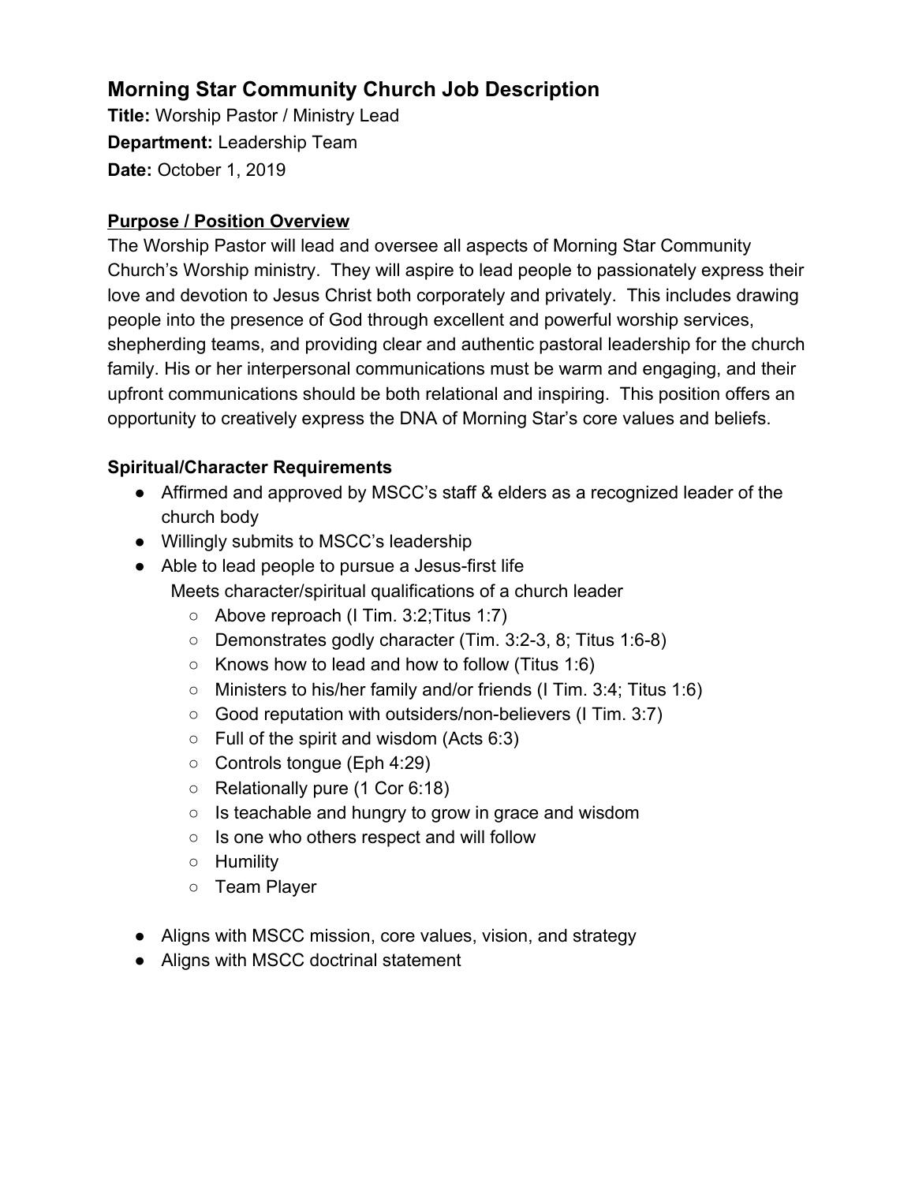## Morning Star Community Church Job Description

**Title:** Worship Pastor / Ministry Lead
**Department:** Leadership Team
**Date:** October 1, 2019

### Purpose / Position Overview

The Worship Pastor will lead and oversee all aspects of Morning Star Community Church's Worship ministry. They will aspire to lead people to passionately express their love and devotion to Jesus Christ both corporately and privately. This includes drawing people into the presence of God through excellent and powerful worship services, shepherding teams, and providing clear and authentic pastoral leadership for the church family. His or her interpersonal communications must be warm and engaging, and their upfront communications should be both relational and inspiring. This position offers an opportunity to creatively express the DNA of Morning Star's core values and beliefs.

### Spiritual/Character Requirements

- Affirmed and approved by MSCC's staff & elders as a recognized leader of the church body
- Willingly submits to MSCC's leadership
- Able to lead people to pursue a Jesus-first life

  Meets character/spiritual qualifications of a church leader
  - Above reproach (I Tim. 3:2;Titus 1:7)
  - Demonstrates godly character (Tim. 3:2-3, 8; Titus 1:6-8)
  - Knows how to lead and how to follow (Titus 1:6)
  - Ministers to his/her family and/or friends (I Tim. 3:4; Titus 1:6)
  - Good reputation with outsiders/non-believers (I Tim. 3:7)
  - Full of the spirit and wisdom (Acts 6:3)
  - Controls tongue (Eph 4:29)
  - Relationally pure (1 Cor 6:18)
  - Is teachable and hungry to grow in grace and wisdom
  - Is one who others respect and will follow
  - Humility
  - Team Player

- Aligns with MSCC mission, core values, vision, and strategy
- Aligns with MSCC doctrinal statement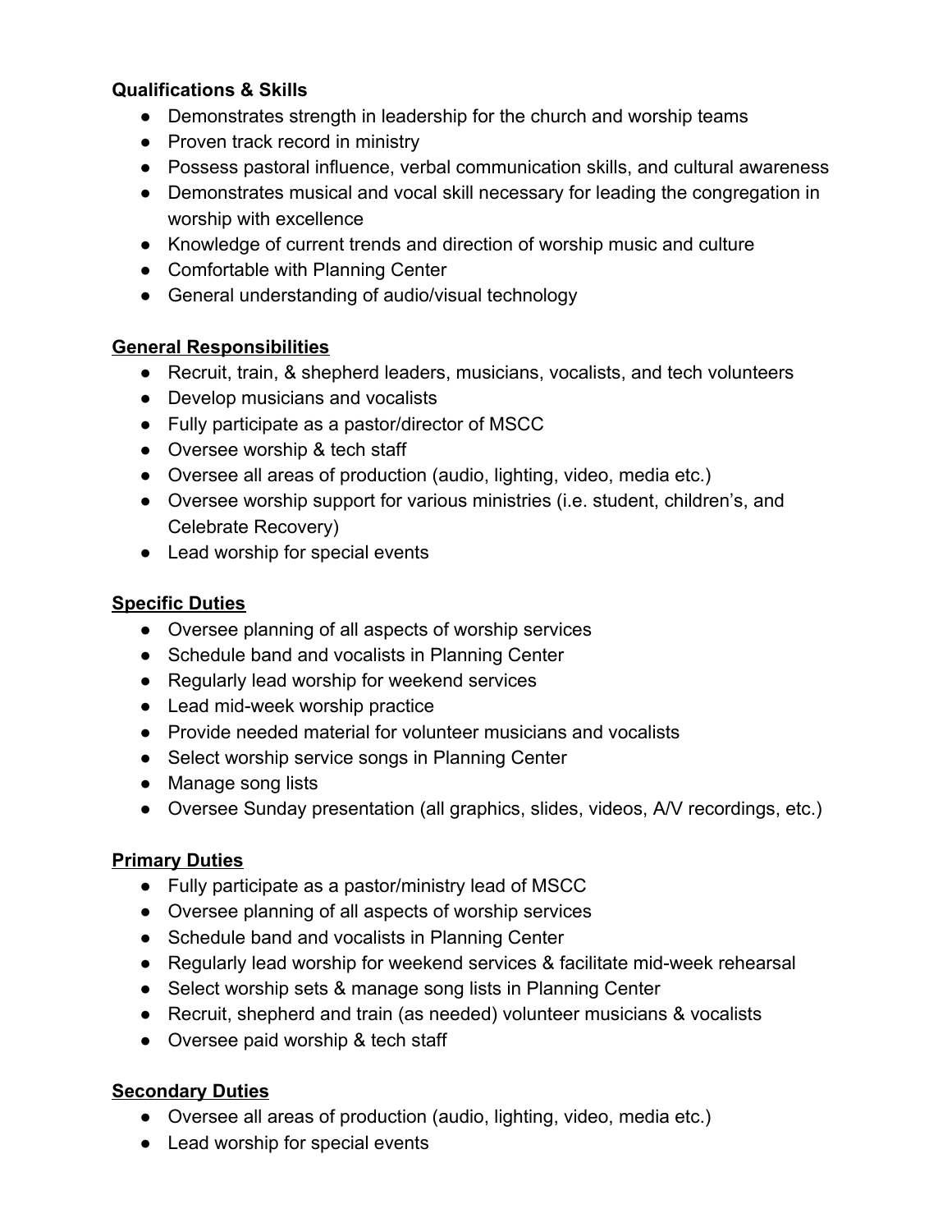**Qualifications & Skills**

- Demonstrates strength in leadership for the church and worship teams
- Proven track record in ministry
- Possess pastoral influence, verbal communication skills, and cultural awareness
- Demonstrates musical and vocal skill necessary for leading the congregation in worship with excellence
- Knowledge of current trends and direction of worship music and culture
- Comfortable with Planning Center
- General understanding of audio/visual technology

**General Responsibilities**

- Recruit, train, & shepherd leaders, musicians, vocalists, and tech volunteers
- Develop musicians and vocalists
- Fully participate as a pastor/director of MSCC
- Oversee worship & tech staff
- Oversee all areas of production (audio, lighting, video, media etc.)
- Oversee worship support for various ministries (i.e. student, children's, and Celebrate Recovery)
- Lead worship for special events

**Specific Duties**

- Oversee planning of all aspects of worship services
- Schedule band and vocalists in Planning Center
- Regularly lead worship for weekend services
- Lead mid-week worship practice
- Provide needed material for volunteer musicians and vocalists
- Select worship service songs in Planning Center
- Manage song lists
- Oversee Sunday presentation (all graphics, slides, videos, A/V recordings, etc.)

**Primary Duties**

- Fully participate as a pastor/ministry lead of MSCC
- Oversee planning of all aspects of worship services
- Schedule band and vocalists in Planning Center
- Regularly lead worship for weekend services & facilitate mid-week rehearsal
- Select worship sets & manage song lists in Planning Center
- Recruit, shepherd and train (as needed) volunteer musicians & vocalists
- Oversee paid worship & tech staff

**Secondary Duties**

- Oversee all areas of production (audio, lighting, video, media etc.)
- Lead worship for special events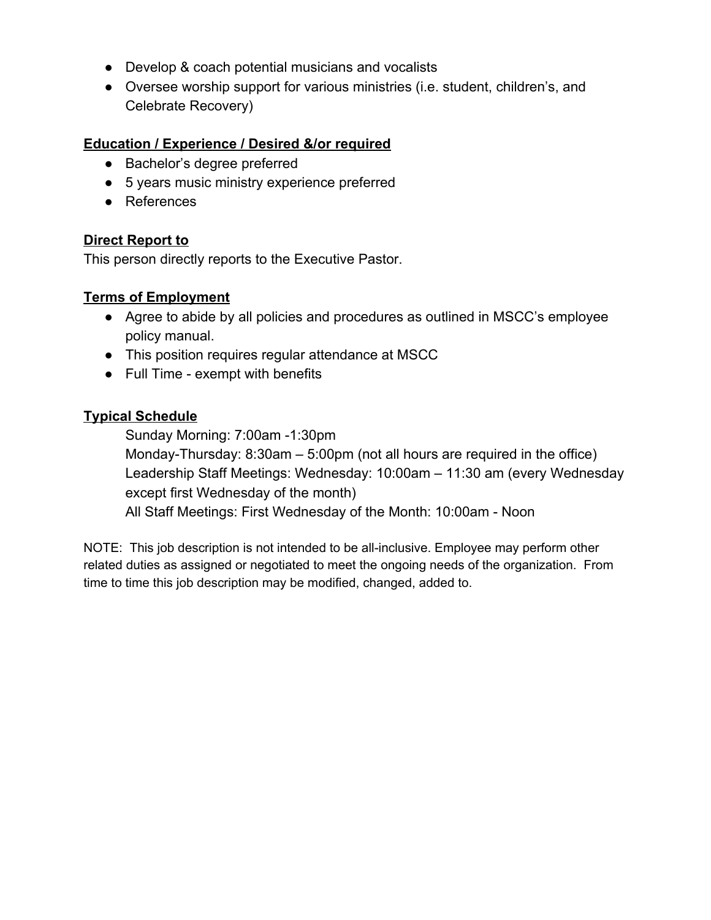- Develop & coach potential musicians and vocalists
- Oversee worship support for various ministries (i.e. student, children's, and Celebrate Recovery)

**Education / Experience / Desired &/or required**

- Bachelor's degree preferred
- 5 years music ministry experience preferred
- References

**Direct Report to**

This person directly reports to the Executive Pastor.

**Terms of Employment**

- Agree to abide by all policies and procedures as outlined in MSCC's employee policy manual.
- This position requires regular attendance at MSCC
- Full Time - exempt with benefits

**Typical Schedule**

Sunday Morning: 7:00am -1:30pm
Monday-Thursday: 8:30am – 5:00pm (not all hours are required in the office)
Leadership Staff Meetings: Wednesday: 10:00am – 11:30 am (every Wednesday except first Wednesday of the month)
All Staff Meetings: First Wednesday of the Month: 10:00am - Noon

NOTE: This job description is not intended to be all-inclusive. Employee may perform other related duties as assigned or negotiated to meet the ongoing needs of the organization. From time to time this job description may be modified, changed, added to.